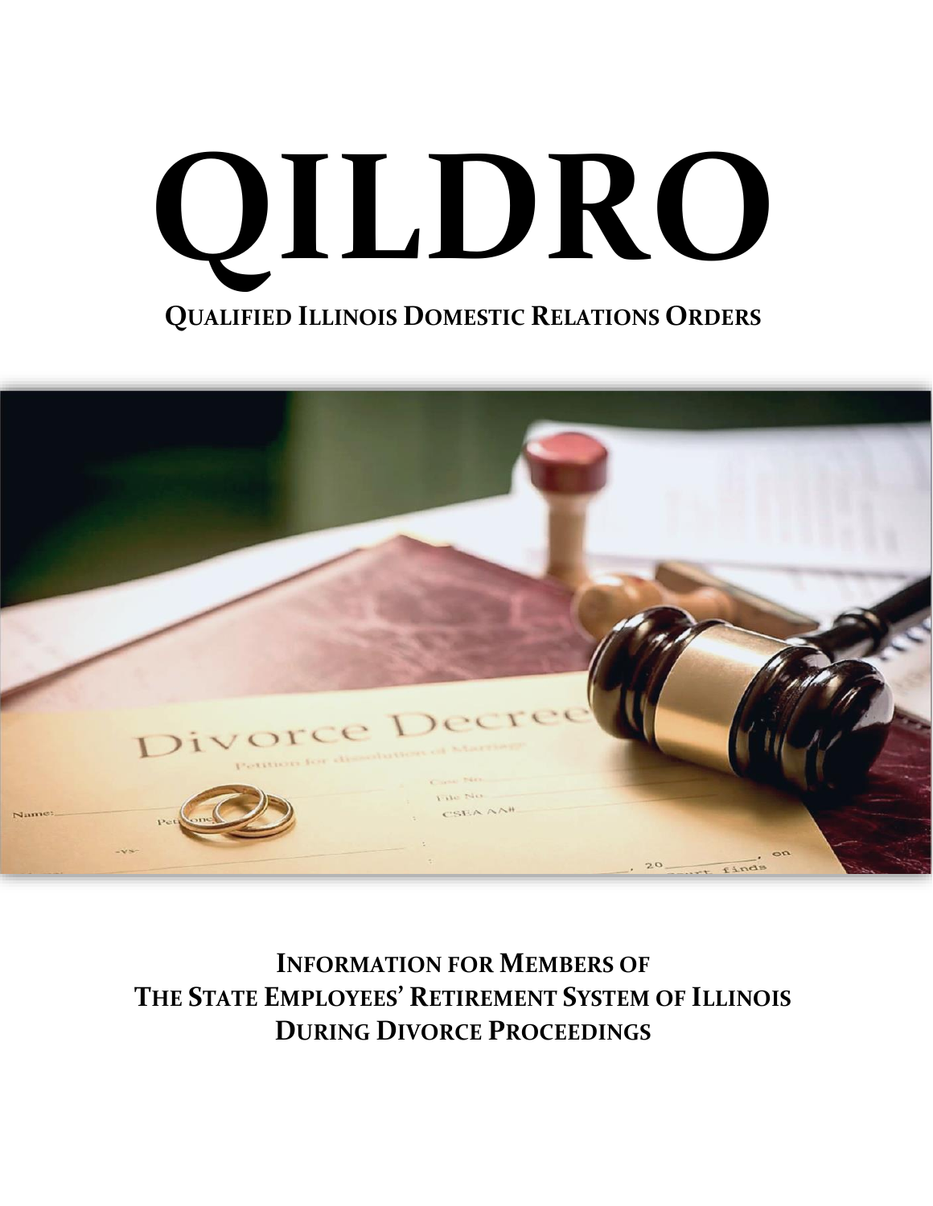# QILDRO

## QUALIFIED ILLINOIS DOMESTIC RELATIONS ORDERS

**INFORMATION FOR MEMBERS OF THE STATE EMPLOYEES' RETIREMENT SYSTEM OF ILLINOIS DURING DIVORCE PROCEEDINGS**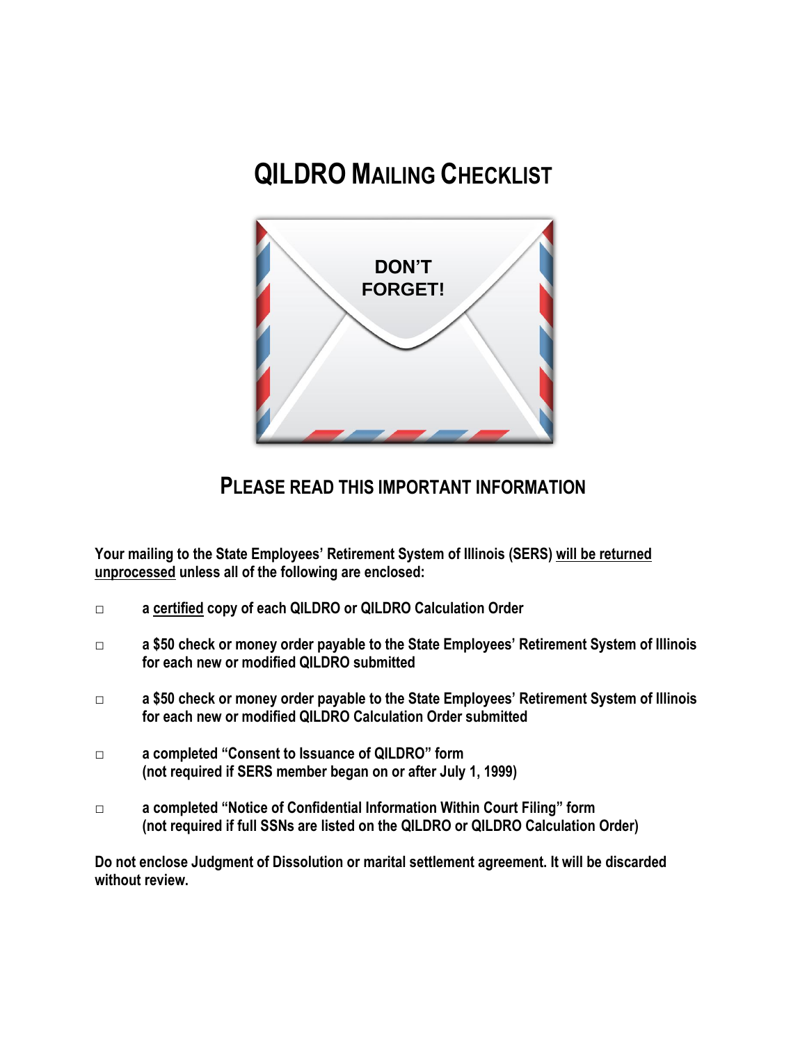# QILDRO MAILING CHECKLIST

DON'T FORGET!

## PLEASE READ THIS IMPORTANT INFORMATION

**Your mailing to the State Employees' Retirement System of Illinois (SERS) <u>will be returned unprocessed</u> unless all of the following are enclosed:**

- ☐ **a <u>certified</u> copy of each QILDRO or QILDRO Calculation Order**
- ☐ **a $50 check or money order payable to the State Employees' Retirement System of Illinois for each new or modified QILDRO submitted**
- ☐ **a $50 check or money order payable to the State Employees' Retirement System of Illinois for each new or modified QILDRO Calculation Order submitted**
- ☐ **a completed "Consent to Issuance of QILDRO" form (not required if SERS member began on or after July 1, 1999)**
- ☐ **a completed "Notice of Confidential Information Within Court Filing" form (not required if full SSNs are listed on the QILDRO or QILDRO Calculation Order)**

**Do not enclose Judgment of Dissolution or marital settlement agreement. It will be discarded without review.**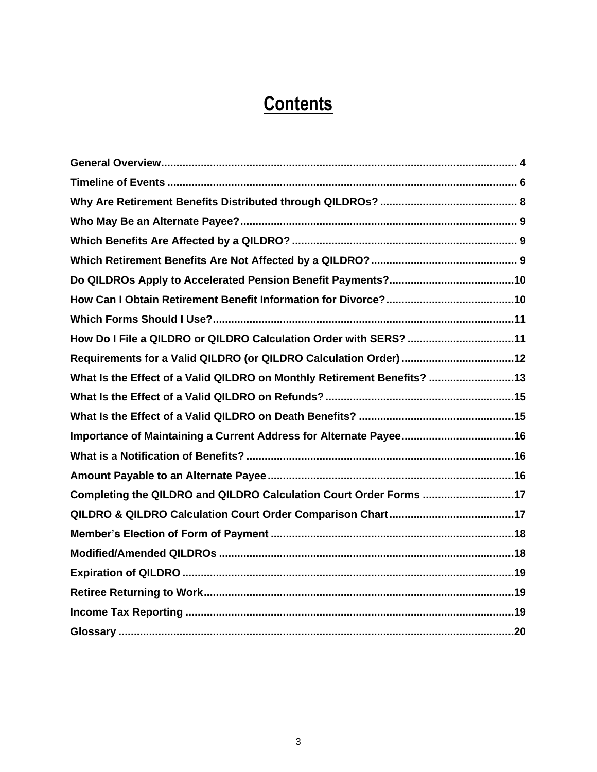# Contents

| | |
|---|---|
| **General Overview** | **4** |
| **Timeline of Events** | **6** |
| **Why Are Retirement Benefits Distributed through QILDROs?** | **8** |
| **Who May Be an Alternate Payee?** | **9** |
| **Which Benefits Are Affected by a QILDRO?** | **9** |
| **Which Retirement Benefits Are Not Affected by a QILDRO?** | **9** |
| **Do QILDROs Apply to Accelerated Pension Benefit Payments?** | **10** |
| **How Can I Obtain Retirement Benefit Information for Divorce?** | **10** |
| **Which Forms Should I Use?** | **11** |
| **How Do I File a QILDRO or QILDRO Calculation Order with SERS?** | **11** |
| **Requirements for a Valid QILDRO (or QILDRO Calculation Order)** | **12** |
| **What Is the Effect of a Valid QILDRO on Monthly Retirement Benefits?** | **13** |
| **What Is the Effect of a Valid QILDRO on Refunds?** | **15** |
| **What Is the Effect of a Valid QILDRO on Death Benefits?** | **15** |
| **Importance of Maintaining a Current Address for Alternate Payee** | **16** |
| **What is a Notification of Benefits?** | **16** |
| **Amount Payable to an Alternate Payee** | **16** |
| **Completing the QILDRO and QILDRO Calculation Court Order Forms** | **17** |
| **QILDRO & QILDRO Calculation Court Order Comparison Chart** | **17** |
| **Member's Election of Form of Payment** | **18** |
| **Modified/Amended QILDROs** | **18** |
| **Expiration of QILDRO** | **19** |
| **Retiree Returning to Work** | **19** |
| **Income Tax Reporting** | **19** |
| **Glossary** | **20** |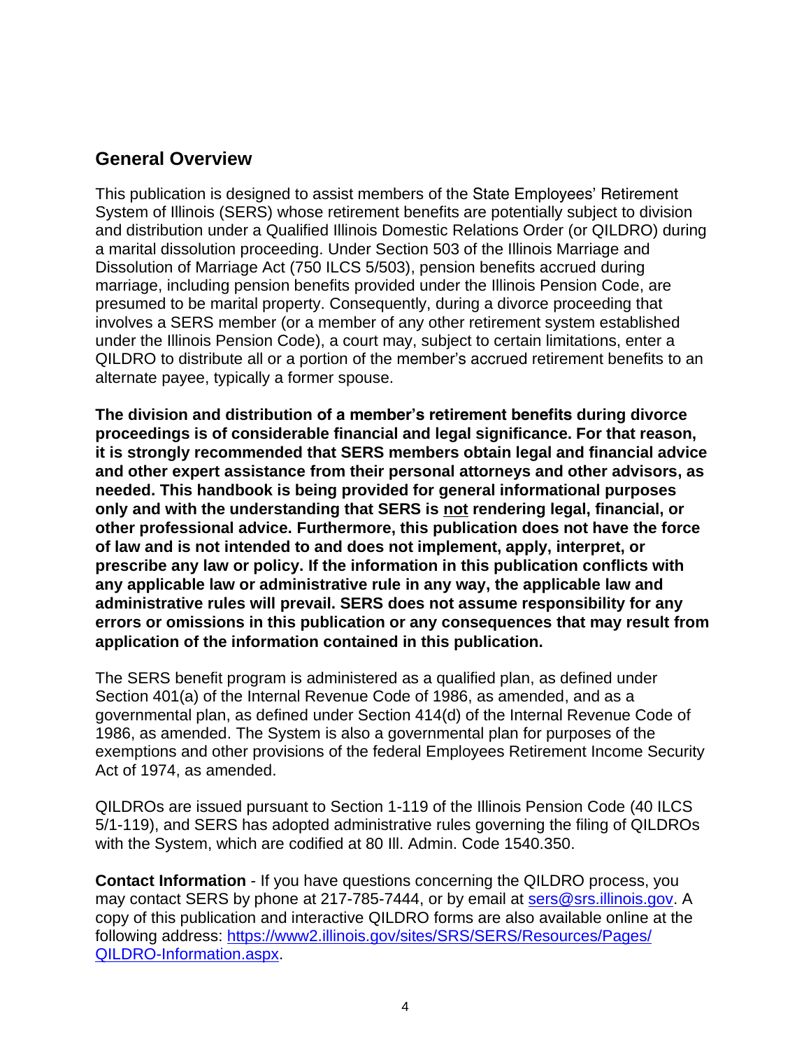## General Overview

This publication is designed to assist members of the State Employees' Retirement System of Illinois (SERS) whose retirement benefits are potentially subject to division and distribution under a Qualified Illinois Domestic Relations Order (or QILDRO) during a marital dissolution proceeding. Under Section 503 of the Illinois Marriage and Dissolution of Marriage Act (750 ILCS 5/503), pension benefits accrued during marriage, including pension benefits provided under the Illinois Pension Code, are presumed to be marital property. Consequently, during a divorce proceeding that involves a SERS member (or a member of any other retirement system established under the Illinois Pension Code), a court may, subject to certain limitations, enter a QILDRO to distribute all or a portion of the member's accrued retirement benefits to an alternate payee, typically a former spouse.

**The division and distribution of a member's retirement benefits during divorce proceedings is of considerable financial and legal significance. For that reason, it is strongly recommended that SERS members obtain legal and financial advice and other expert assistance from their personal attorneys and other advisors, as needed. This handbook is being provided for general informational purposes only and with the understanding that SERS is <u>not</u> rendering legal, financial, or other professional advice. Furthermore, this publication does not have the force of law and is not intended to and does not implement, apply, interpret, or prescribe any law or policy. If the information in this publication conflicts with any applicable law or administrative rule in any way, the applicable law and administrative rules will prevail. SERS does not assume responsibility for any errors or omissions in this publication or any consequences that may result from application of the information contained in this publication.**

The SERS benefit program is administered as a qualified plan, as defined under Section 401(a) of the Internal Revenue Code of 1986, as amended, and as a governmental plan, as defined under Section 414(d) of the Internal Revenue Code of 1986, as amended. The System is also a governmental plan for purposes of the exemptions and other provisions of the federal Employees Retirement Income Security Act of 1974, as amended.

QILDROs are issued pursuant to Section 1-119 of the Illinois Pension Code (40 ILCS 5/1-119), and SERS has adopted administrative rules governing the filing of QILDROs with the System, which are codified at 80 Ill. Admin. Code 1540.350.

**Contact Information** - If you have questions concerning the QILDRO process, you may contact SERS by phone at 217-785-7444, or by email at [sers@srs.illinois.gov](mailto:sers@srs.illinois.gov). A copy of this publication and interactive QILDRO forms are also available online at the following address: [https://www2.illinois.gov/sites/SRS/SERS/Resources/Pages/QILDRO-Information.aspx](https://www2.illinois.gov/sites/SRS/SERS/Resources/Pages/QILDRO-Information.aspx).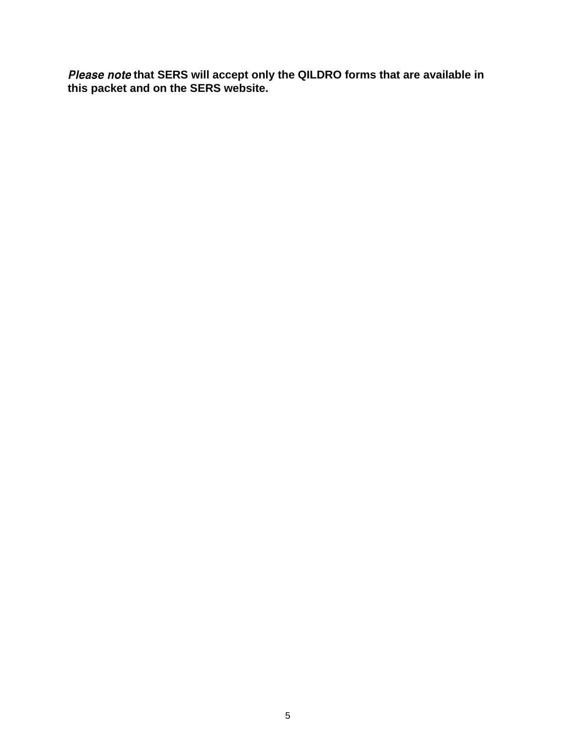***Please note*** **that SERS will accept only the QILDRO forms that are available in this packet and on the SERS website.**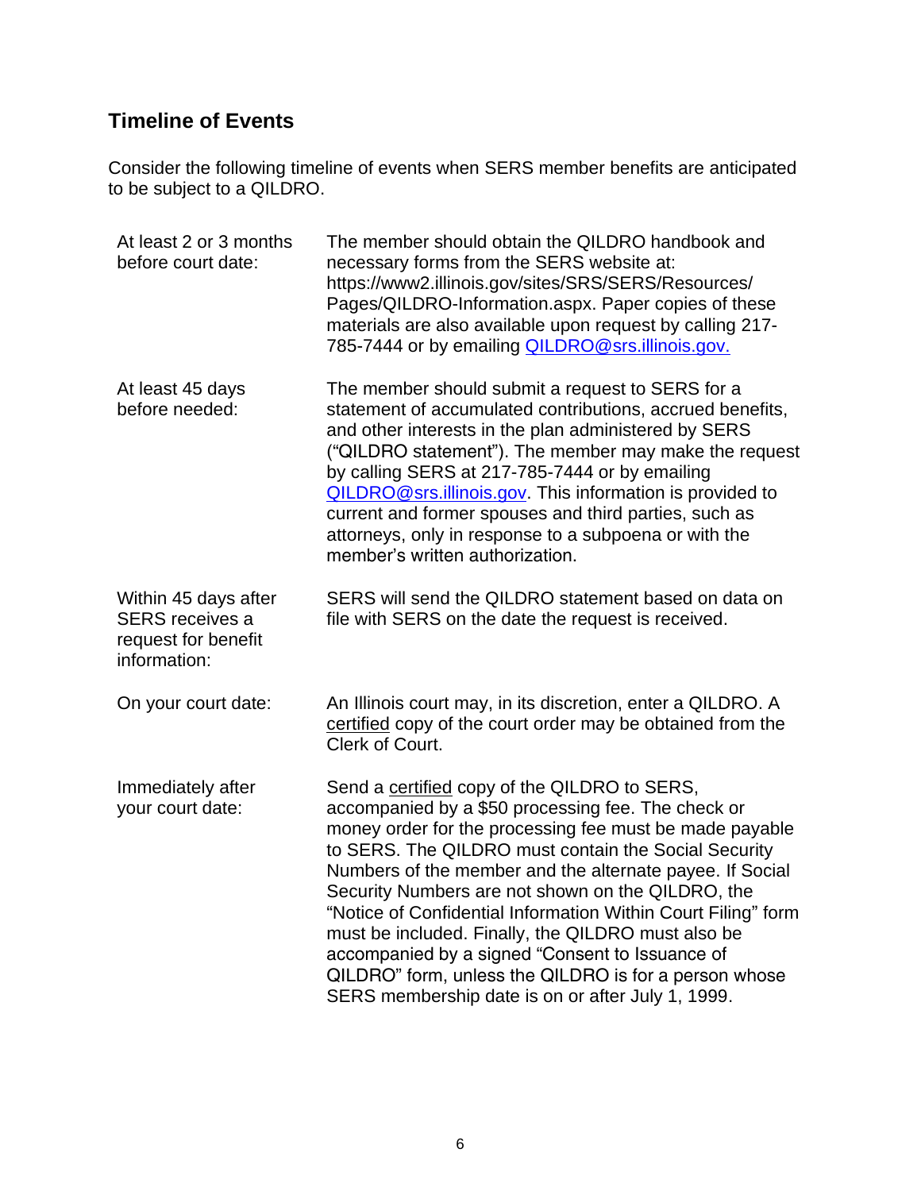## Timeline of Events

Consider the following timeline of events when SERS member benefits are anticipated to be subject to a QILDRO.

| | |
|---|---|
| At least 2 or 3 months before court date: | The member should obtain the QILDRO handbook and necessary forms from the SERS website at: https://www2.illinois.gov/sites/SRS/SERS/Resources/Pages/QILDRO-Information.aspx. Paper copies of these materials are also available upon request by calling 217-785-7444 or by emailing QILDRO@srs.illinois.gov. |
| At least 45 days before needed: | The member should submit a request to SERS for a statement of accumulated contributions, accrued benefits, and other interests in the plan administered by SERS ("QILDRO statement"). The member may make the request by calling SERS at 217-785-7444 or by emailing QILDRO@srs.illinois.gov. This information is provided to current and former spouses and third parties, such as attorneys, only in response to a subpoena or with the member's written authorization. |
| Within 45 days after SERS receives a request for benefit information: | SERS will send the QILDRO statement based on data on file with SERS on the date the request is received. |
| On your court date: | An Illinois court may, in its discretion, enter a QILDRO. A certified copy of the court order may be obtained from the Clerk of Court. |
| Immediately after your court date: | Send a certified copy of the QILDRO to SERS, accompanied by a $50 processing fee. The check or money order for the processing fee must be made payable to SERS. The QILDRO must contain the Social Security Numbers of the member and the alternate payee. If Social Security Numbers are not shown on the QILDRO, the "Notice of Confidential Information Within Court Filing" form must be included. Finally, the QILDRO must also be accompanied by a signed "Consent to Issuance of QILDRO" form, unless the QILDRO is for a person whose SERS membership date is on or after July 1, 1999. |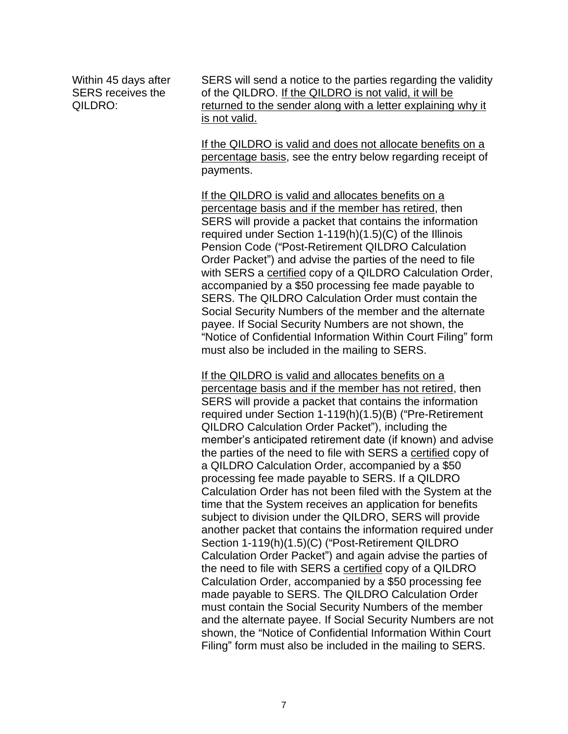| | |
|---|---|
| Within 45 days after SERS receives the QILDRO: | SERS will send a notice to the parties regarding the validity of the QILDRO. <u>If the QILDRO is not valid, it will be returned to the sender along with a letter explaining why it is not valid.</u><br><br><u>If the QILDRO is valid and does not allocate benefits on a percentage basis</u>, see the entry below regarding receipt of payments.<br><br><u>If the QILDRO is valid and allocates benefits on a percentage basis and if the member has retired</u>, then SERS will provide a packet that contains the information required under Section 1-119(h)(1.5)(C) of the Illinois Pension Code ("Post-Retirement QILDRO Calculation Order Packet") and advise the parties of the need to file with SERS a <u>certified</u> copy of a QILDRO Calculation Order, accompanied by a $50 processing fee made payable to SERS. The QILDRO Calculation Order must contain the Social Security Numbers of the member and the alternate payee. If Social Security Numbers are not shown, the "Notice of Confidential Information Within Court Filing" form must also be included in the mailing to SERS.<br><br><u>If the QILDRO is valid and allocates benefits on a percentage basis and if the member has not retired</u>, then SERS will provide a packet that contains the information required under Section 1-119(h)(1.5)(B) ("Pre-Retirement QILDRO Calculation Order Packet"), including the member's anticipated retirement date (if known) and advise the parties of the need to file with SERS a <u>certified</u> copy of a QILDRO Calculation Order, accompanied by a $50 processing fee made payable to SERS. If a QILDRO Calculation Order has not been filed with the System at the time that the System receives an application for benefits subject to division under the QILDRO, SERS will provide another packet that contains the information required under Section 1-119(h)(1.5)(C) ("Post-Retirement QILDRO Calculation Order Packet") and again advise the parties of the need to file with SERS a <u>certified</u> copy of a QILDRO Calculation Order, accompanied by a $50 processing fee made payable to SERS. The QILDRO Calculation Order must contain the Social Security Numbers of the member and the alternate payee. If Social Security Numbers are not shown, the "Notice of Confidential Information Within Court Filing" form must also be included in the mailing to SERS. |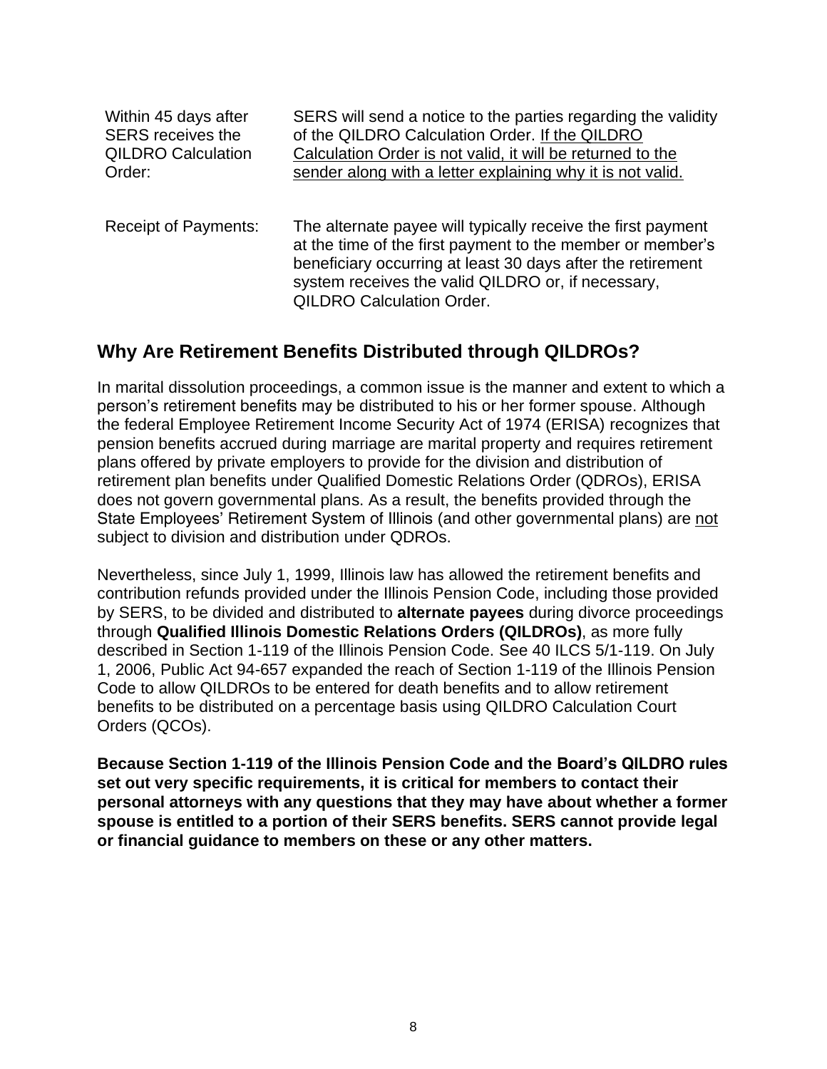| | |
|---|---|
| Within 45 days after SERS receives the QILDRO Calculation Order: | SERS will send a notice to the parties regarding the validity of the QILDRO Calculation Order. <u>If the QILDRO Calculation Order is not valid, it will be returned to the sender along with a letter explaining why it is not valid.</u> |
| Receipt of Payments: | The alternate payee will typically receive the first payment at the time of the first payment to the member or member's beneficiary occurring at least 30 days after the retirement system receives the valid QILDRO or, if necessary, QILDRO Calculation Order. |

## Why Are Retirement Benefits Distributed through QILDROs?

In marital dissolution proceedings, a common issue is the manner and extent to which a person's retirement benefits may be distributed to his or her former spouse. Although the federal Employee Retirement Income Security Act of 1974 (ERISA) recognizes that pension benefits accrued during marriage are marital property and requires retirement plans offered by private employers to provide for the division and distribution of retirement plan benefits under Qualified Domestic Relations Order (QDROs), ERISA does not govern governmental plans. As a result, the benefits provided through the State Employees' Retirement System of Illinois (and other governmental plans) are <u>not</u> subject to division and distribution under QDROs.

Nevertheless, since July 1, 1999, Illinois law has allowed the retirement benefits and contribution refunds provided under the Illinois Pension Code, including those provided by SERS, to be divided and distributed to **alternate payees** during divorce proceedings through **Qualified Illinois Domestic Relations Orders (QILDROs)**, as more fully described in Section 1-119 of the Illinois Pension Code. See 40 ILCS 5/1-119. On July 1, 2006, Public Act 94-657 expanded the reach of Section 1-119 of the Illinois Pension Code to allow QILDROs to be entered for death benefits and to allow retirement benefits to be distributed on a percentage basis using QILDRO Calculation Court Orders (QCOs).

**Because Section 1-119 of the Illinois Pension Code and the Board's QILDRO rules set out very specific requirements, it is critical for members to contact their personal attorneys with any questions that they may have about whether a former spouse is entitled to a portion of their SERS benefits. SERS cannot provide legal or financial guidance to members on these or any other matters.**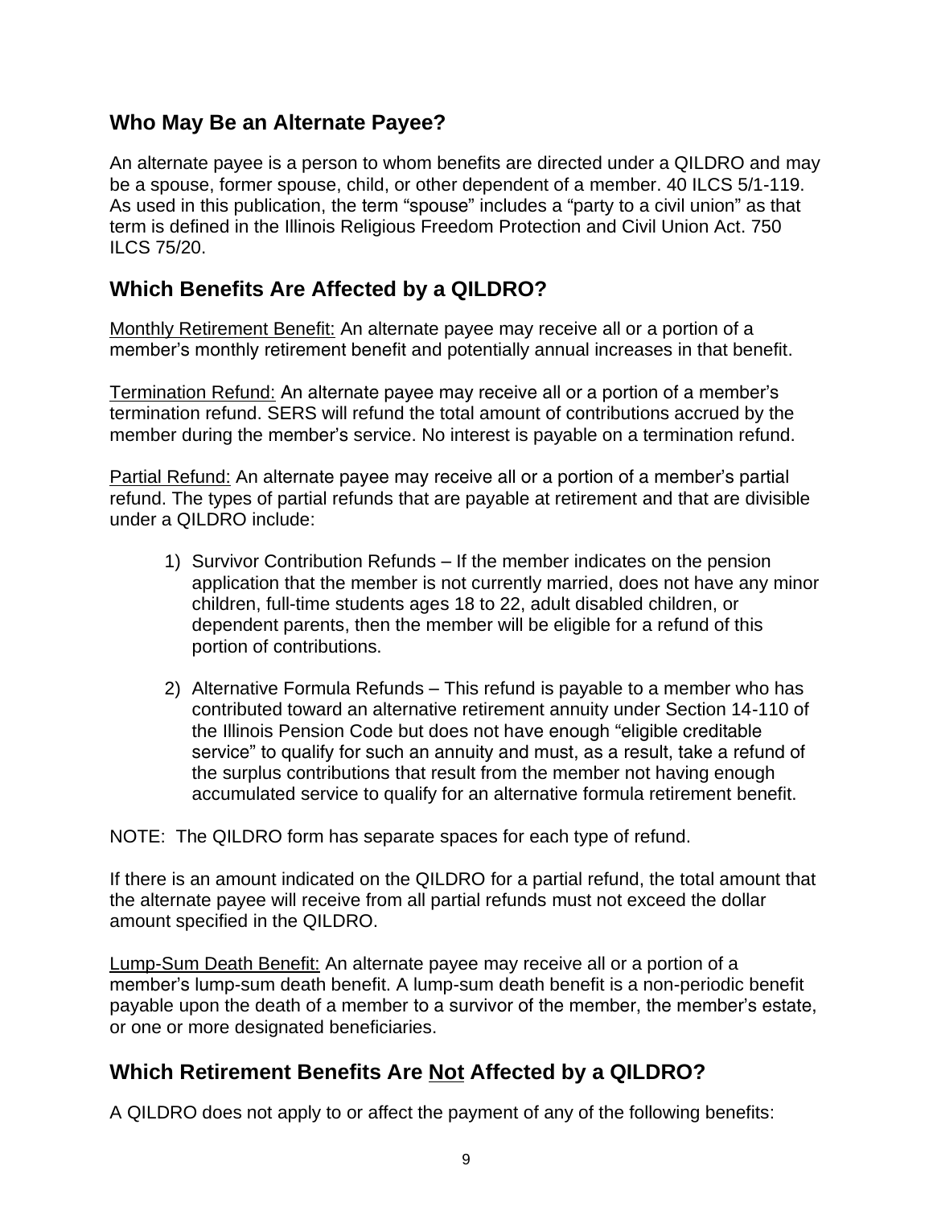## Who May Be an Alternate Payee?

An alternate payee is a person to whom benefits are directed under a QILDRO and may be a spouse, former spouse, child, or other dependent of a member. 40 ILCS 5/1-119. As used in this publication, the term "spouse" includes a "party to a civil union" as that term is defined in the Illinois Religious Freedom Protection and Civil Union Act. 750 ILCS 75/20.

## Which Benefits Are Affected by a QILDRO?

<u>Monthly Retirement Benefit:</u> An alternate payee may receive all or a portion of a member's monthly retirement benefit and potentially annual increases in that benefit.

<u>Termination Refund:</u> An alternate payee may receive all or a portion of a member's termination refund. SERS will refund the total amount of contributions accrued by the member during the member's service. No interest is payable on a termination refund.

<u>Partial Refund:</u> An alternate payee may receive all or a portion of a member's partial refund. The types of partial refunds that are payable at retirement and that are divisible under a QILDRO include:

1) Survivor Contribution Refunds – If the member indicates on the pension application that the member is not currently married, does not have any minor children, full-time students ages 18 to 22, adult disabled children, or dependent parents, then the member will be eligible for a refund of this portion of contributions.

2) Alternative Formula Refunds – This refund is payable to a member who has contributed toward an alternative retirement annuity under Section 14-110 of the Illinois Pension Code but does not have enough "eligible creditable service" to qualify for such an annuity and must, as a result, take a refund of the surplus contributions that result from the member not having enough accumulated service to qualify for an alternative formula retirement benefit.

NOTE: The QILDRO form has separate spaces for each type of refund.

If there is an amount indicated on the QILDRO for a partial refund, the total amount that the alternate payee will receive from all partial refunds must not exceed the dollar amount specified in the QILDRO.

<u>Lump-Sum Death Benefit:</u> An alternate payee may receive all or a portion of a member's lump-sum death benefit. A lump-sum death benefit is a non-periodic benefit payable upon the death of a member to a survivor of the member, the member's estate, or one or more designated beneficiaries.

## Which Retirement Benefits Are <u>Not</u> Affected by a QILDRO?

A QILDRO does not apply to or affect the payment of any of the following benefits: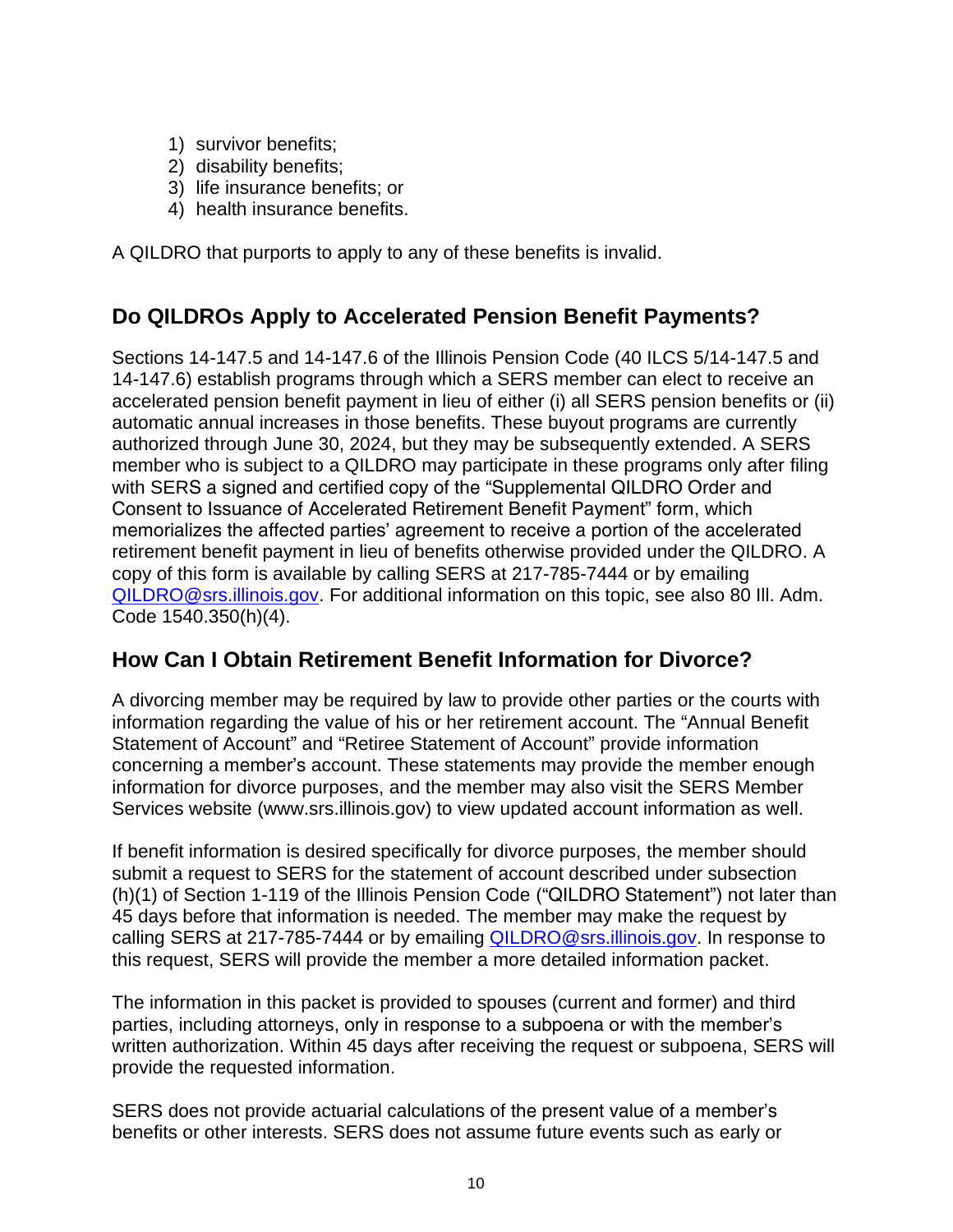1) survivor benefits;
2) disability benefits;
3) life insurance benefits; or
4) health insurance benefits.

A QILDRO that purports to apply to any of these benefits is invalid.

## Do QILDROs Apply to Accelerated Pension Benefit Payments?

Sections 14-147.5 and 14-147.6 of the Illinois Pension Code (40 ILCS 5/14-147.5 and 14-147.6) establish programs through which a SERS member can elect to receive an accelerated pension benefit payment in lieu of either (i) all SERS pension benefits or (ii) automatic annual increases in those benefits. These buyout programs are currently authorized through June 30, 2024, but they may be subsequently extended. A SERS member who is subject to a QILDRO may participate in these programs only after filing with SERS a signed and certified copy of the "Supplemental QILDRO Order and Consent to Issuance of Accelerated Retirement Benefit Payment" form, which memorializes the affected parties' agreement to receive a portion of the accelerated retirement benefit payment in lieu of benefits otherwise provided under the QILDRO. A copy of this form is available by calling SERS at 217-785-7444 or by emailing [QILDRO@srs.illinois.gov](mailto:QILDRO@srs.illinois.gov). For additional information on this topic, see also 80 Ill. Adm. Code 1540.350(h)(4).

## How Can I Obtain Retirement Benefit Information for Divorce?

A divorcing member may be required by law to provide other parties or the courts with information regarding the value of his or her retirement account. The "Annual Benefit Statement of Account" and "Retiree Statement of Account" provide information concerning a member's account. These statements may provide the member enough information for divorce purposes, and the member may also visit the SERS Member Services website (www.srs.illinois.gov) to view updated account information as well.

If benefit information is desired specifically for divorce purposes, the member should submit a request to SERS for the statement of account described under subsection (h)(1) of Section 1-119 of the Illinois Pension Code ("QILDRO Statement") not later than 45 days before that information is needed. The member may make the request by calling SERS at 217-785-7444 or by emailing [QILDRO@srs.illinois.gov](mailto:QILDRO@srs.illinois.gov). In response to this request, SERS will provide the member a more detailed information packet.

The information in this packet is provided to spouses (current and former) and third parties, including attorneys, only in response to a subpoena or with the member's written authorization. Within 45 days after receiving the request or subpoena, SERS will provide the requested information.

SERS does not provide actuarial calculations of the present value of a member's benefits or other interests. SERS does not assume future events such as early or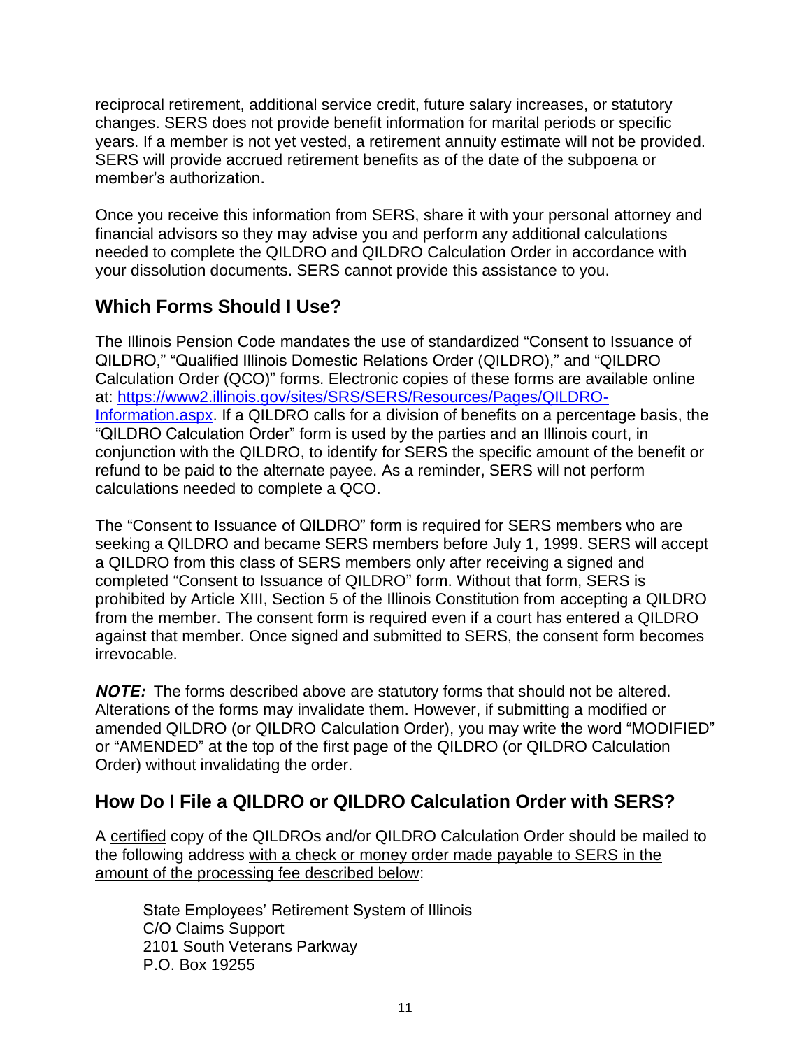reciprocal retirement, additional service credit, future salary increases, or statutory changes. SERS does not provide benefit information for marital periods or specific years. If a member is not yet vested, a retirement annuity estimate will not be provided. SERS will provide accrued retirement benefits as of the date of the subpoena or member's authorization.

Once you receive this information from SERS, share it with your personal attorney and financial advisors so they may advise you and perform any additional calculations needed to complete the QILDRO and QILDRO Calculation Order in accordance with your dissolution documents. SERS cannot provide this assistance to you.

## Which Forms Should I Use?

The Illinois Pension Code mandates the use of standardized "Consent to Issuance of QILDRO," "Qualified Illinois Domestic Relations Order (QILDRO)," and "QILDRO Calculation Order (QCO)" forms. Electronic copies of these forms are available online at: [https://www2.illinois.gov/sites/SRS/SERS/Resources/Pages/QILDRO-Information.aspx](https://www2.illinois.gov/sites/SRS/SERS/Resources/Pages/QILDRO-Information.aspx). If a QILDRO calls for a division of benefits on a percentage basis, the "QILDRO Calculation Order" form is used by the parties and an Illinois court, in conjunction with the QILDRO, to identify for SERS the specific amount of the benefit or refund to be paid to the alternate payee. As a reminder, SERS will not perform calculations needed to complete a QCO.

The "Consent to Issuance of QILDRO" form is required for SERS members who are seeking a QILDRO and became SERS members before July 1, 1999. SERS will accept a QILDRO from this class of SERS members only after receiving a signed and completed "Consent to Issuance of QILDRO" form. Without that form, SERS is prohibited by Article XIII, Section 5 of the Illinois Constitution from accepting a QILDRO from the member. The consent form is required even if a court has entered a QILDRO against that member. Once signed and submitted to SERS, the consent form becomes irrevocable.

***NOTE:*** The forms described above are statutory forms that should not be altered. Alterations of the forms may invalidate them. However, if submitting a modified or amended QILDRO (or QILDRO Calculation Order), you may write the word "MODIFIED" or "AMENDED" at the top of the first page of the QILDRO (or QILDRO Calculation Order) without invalidating the order.

## How Do I File a QILDRO or QILDRO Calculation Order with SERS?

A <u>certified</u> copy of the QILDROs and/or QILDRO Calculation Order should be mailed to the following address <u>with a check or money order made payable to SERS in the amount of the processing fee described below</u>:

State Employees' Retirement System of Illinois  
C/O Claims Support  
2101 South Veterans Parkway  
P.O. Box 19255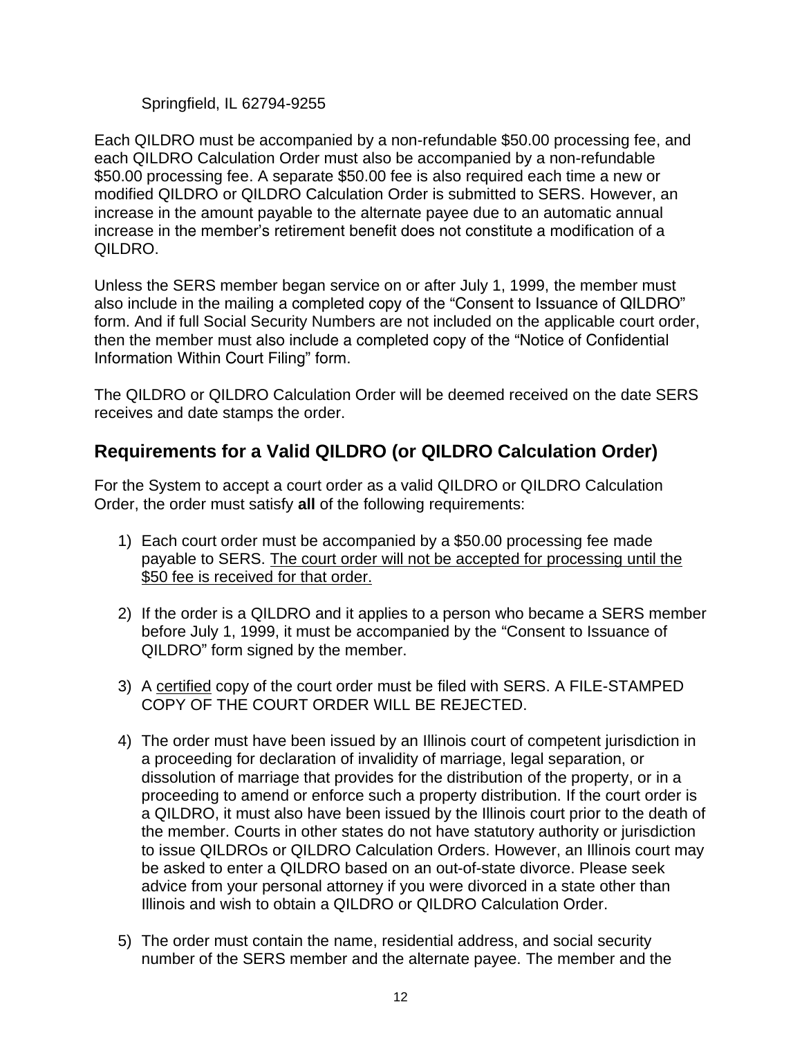Springfield, IL 62794-9255

Each QILDRO must be accompanied by a non-refundable $50.00 processing fee, and each QILDRO Calculation Order must also be accompanied by a non-refundable $50.00 processing fee. A separate $50.00 fee is also required each time a new or modified QILDRO or QILDRO Calculation Order is submitted to SERS. However, an increase in the amount payable to the alternate payee due to an automatic annual increase in the member's retirement benefit does not constitute a modification of a QILDRO.

Unless the SERS member began service on or after July 1, 1999, the member must also include in the mailing a completed copy of the "Consent to Issuance of QILDRO" form. And if full Social Security Numbers are not included on the applicable court order, then the member must also include a completed copy of the "Notice of Confidential Information Within Court Filing" form.

The QILDRO or QILDRO Calculation Order will be deemed received on the date SERS receives and date stamps the order.

## Requirements for a Valid QILDRO (or QILDRO Calculation Order)

For the System to accept a court order as a valid QILDRO or QILDRO Calculation Order, the order must satisfy **all** of the following requirements:

1) Each court order must be accompanied by a $50.00 processing fee made payable to SERS. <u>The court order will not be accepted for processing until the $50 fee is received for that order.</u>

2) If the order is a QILDRO and it applies to a person who became a SERS member before July 1, 1999, it must be accompanied by the "Consent to Issuance of QILDRO" form signed by the member.

3) A <u>certified</u> copy of the court order must be filed with SERS. A FILE-STAMPED COPY OF THE COURT ORDER WILL BE REJECTED.

4) The order must have been issued by an Illinois court of competent jurisdiction in a proceeding for declaration of invalidity of marriage, legal separation, or dissolution of marriage that provides for the distribution of the property, or in a proceeding to amend or enforce such a property distribution. If the court order is a QILDRO, it must also have been issued by the Illinois court prior to the death of the member. Courts in other states do not have statutory authority or jurisdiction to issue QILDROs or QILDRO Calculation Orders. However, an Illinois court may be asked to enter a QILDRO based on an out-of-state divorce. Please seek advice from your personal attorney if you were divorced in a state other than Illinois and wish to obtain a QILDRO or QILDRO Calculation Order.

5) The order must contain the name, residential address, and social security number of the SERS member and the alternate payee. The member and the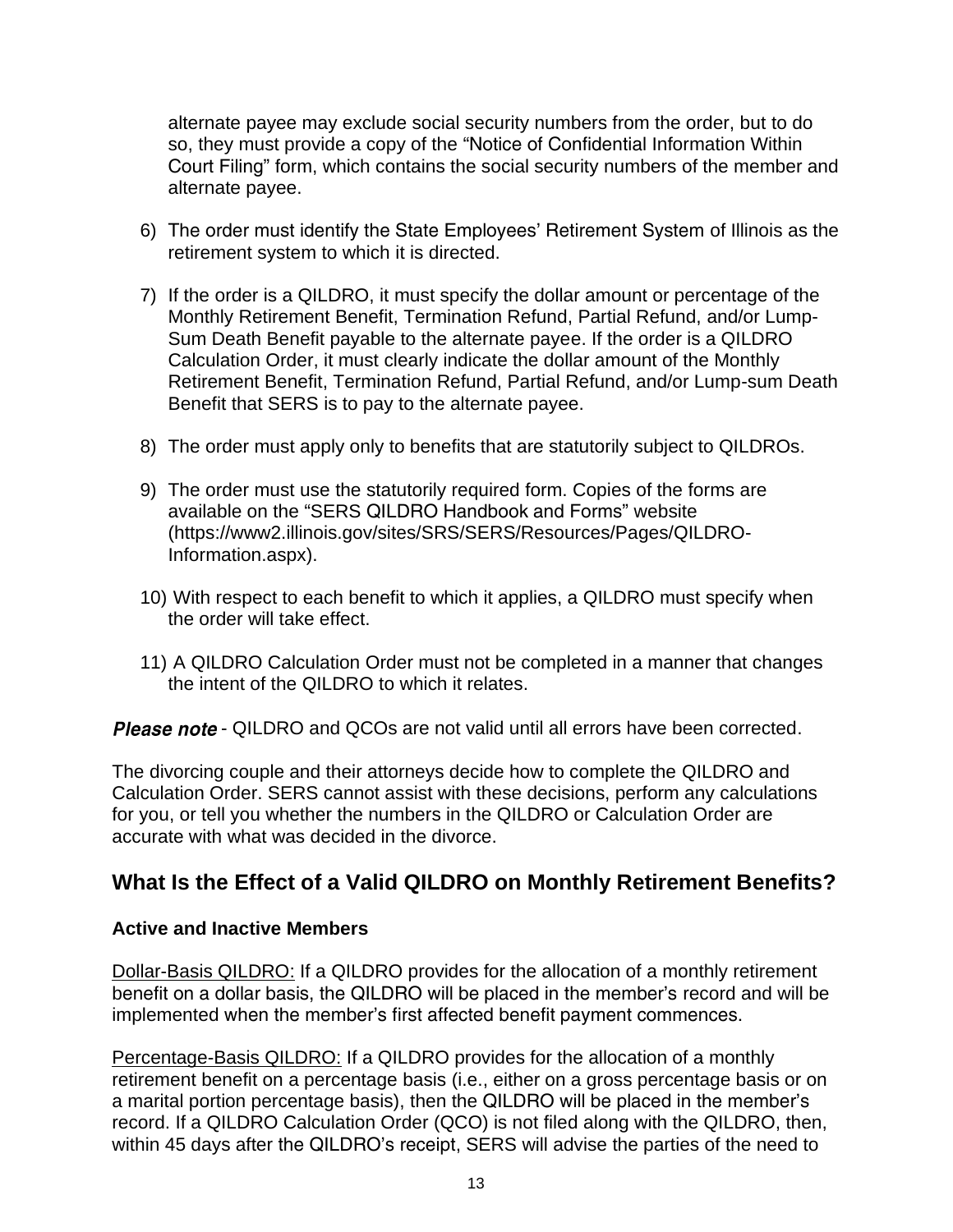alternate payee may exclude social security numbers from the order, but to do so, they must provide a copy of the "Notice of Confidential Information Within Court Filing" form, which contains the social security numbers of the member and alternate payee.

6) The order must identify the State Employees' Retirement System of Illinois as the retirement system to which it is directed.

7) If the order is a QILDRO, it must specify the dollar amount or percentage of the Monthly Retirement Benefit, Termination Refund, Partial Refund, and/or Lump-Sum Death Benefit payable to the alternate payee. If the order is a QILDRO Calculation Order, it must clearly indicate the dollar amount of the Monthly Retirement Benefit, Termination Refund, Partial Refund, and/or Lump-sum Death Benefit that SERS is to pay to the alternate payee.

8) The order must apply only to benefits that are statutorily subject to QILDROs.

9) The order must use the statutorily required form. Copies of the forms are available on the "SERS QILDRO Handbook and Forms" website (https://www2.illinois.gov/sites/SRS/SERS/Resources/Pages/QILDRO-Information.aspx).

10) With respect to each benefit to which it applies, a QILDRO must specify when the order will take effect.

11) A QILDRO Calculation Order must not be completed in a manner that changes the intent of the QILDRO to which it relates.

***Please note*** - QILDRO and QCOs are not valid until all errors have been corrected.

The divorcing couple and their attorneys decide how to complete the QILDRO and Calculation Order. SERS cannot assist with these decisions, perform any calculations for you, or tell you whether the numbers in the QILDRO or Calculation Order are accurate with what was decided in the divorce.

## What Is the Effect of a Valid QILDRO on Monthly Retirement Benefits?

### Active and Inactive Members

<u>Dollar-Basis QILDRO:</u> If a QILDRO provides for the allocation of a monthly retirement benefit on a dollar basis, the QILDRO will be placed in the member's record and will be implemented when the member's first affected benefit payment commences.

<u>Percentage-Basis QILDRO:</u> If a QILDRO provides for the allocation of a monthly retirement benefit on a percentage basis (i.e., either on a gross percentage basis or on a marital portion percentage basis), then the QILDRO will be placed in the member's record. If a QILDRO Calculation Order (QCO) is not filed along with the QILDRO, then, within 45 days after the QILDRO's receipt, SERS will advise the parties of the need to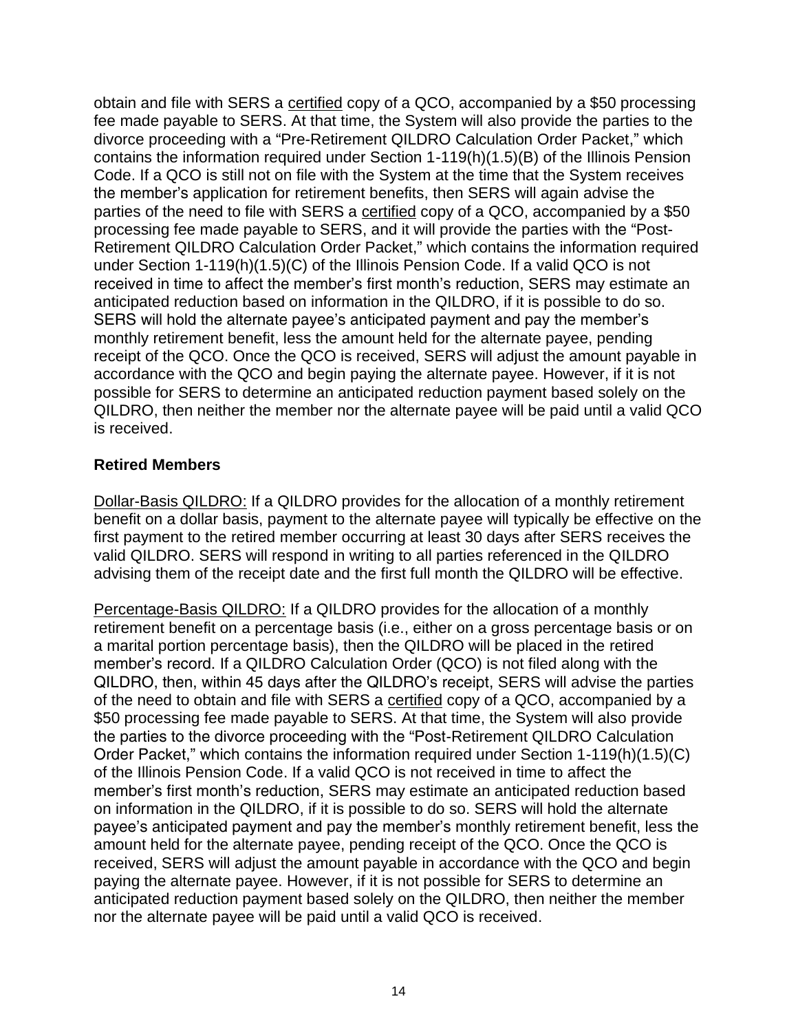obtain and file with SERS a <u>certified</u> copy of a QCO, accompanied by a $50 processing fee made payable to SERS. At that time, the System will also provide the parties to the divorce proceeding with a "Pre-Retirement QILDRO Calculation Order Packet," which contains the information required under Section 1-119(h)(1.5)(B) of the Illinois Pension Code. If a QCO is still not on file with the System at the time that the System receives the member's application for retirement benefits, then SERS will again advise the parties of the need to file with SERS a <u>certified</u> copy of a QCO, accompanied by a $50 processing fee made payable to SERS, and it will provide the parties with the "Post-Retirement QILDRO Calculation Order Packet," which contains the information required under Section 1-119(h)(1.5)(C) of the Illinois Pension Code. If a valid QCO is not received in time to affect the member's first month's reduction, SERS may estimate an anticipated reduction based on information in the QILDRO, if it is possible to do so. SERS will hold the alternate payee's anticipated payment and pay the member's monthly retirement benefit, less the amount held for the alternate payee, pending receipt of the QCO. Once the QCO is received, SERS will adjust the amount payable in accordance with the QCO and begin paying the alternate payee. However, if it is not possible for SERS to determine an anticipated reduction payment based solely on the QILDRO, then neither the member nor the alternate payee will be paid until a valid QCO is received.

**Retired Members**

<u>Dollar-Basis QILDRO:</u> If a QILDRO provides for the allocation of a monthly retirement benefit on a dollar basis, payment to the alternate payee will typically be effective on the first payment to the retired member occurring at least 30 days after SERS receives the valid QILDRO. SERS will respond in writing to all parties referenced in the QILDRO advising them of the receipt date and the first full month the QILDRO will be effective.

<u>Percentage-Basis QILDRO:</u> If a QILDRO provides for the allocation of a monthly retirement benefit on a percentage basis (i.e., either on a gross percentage basis or on a marital portion percentage basis), then the QILDRO will be placed in the retired member's record. If a QILDRO Calculation Order (QCO) is not filed along with the QILDRO, then, within 45 days after the QILDRO's receipt, SERS will advise the parties of the need to obtain and file with SERS a <u>certified</u> copy of a QCO, accompanied by a $50 processing fee made payable to SERS. At that time, the System will also provide the parties to the divorce proceeding with the "Post-Retirement QILDRO Calculation Order Packet," which contains the information required under Section 1-119(h)(1.5)(C) of the Illinois Pension Code. If a valid QCO is not received in time to affect the member's first month's reduction, SERS may estimate an anticipated reduction based on information in the QILDRO, if it is possible to do so. SERS will hold the alternate payee's anticipated payment and pay the member's monthly retirement benefit, less the amount held for the alternate payee, pending receipt of the QCO. Once the QCO is received, SERS will adjust the amount payable in accordance with the QCO and begin paying the alternate payee. However, if it is not possible for SERS to determine an anticipated reduction payment based solely on the QILDRO, then neither the member nor the alternate payee will be paid until a valid QCO is received.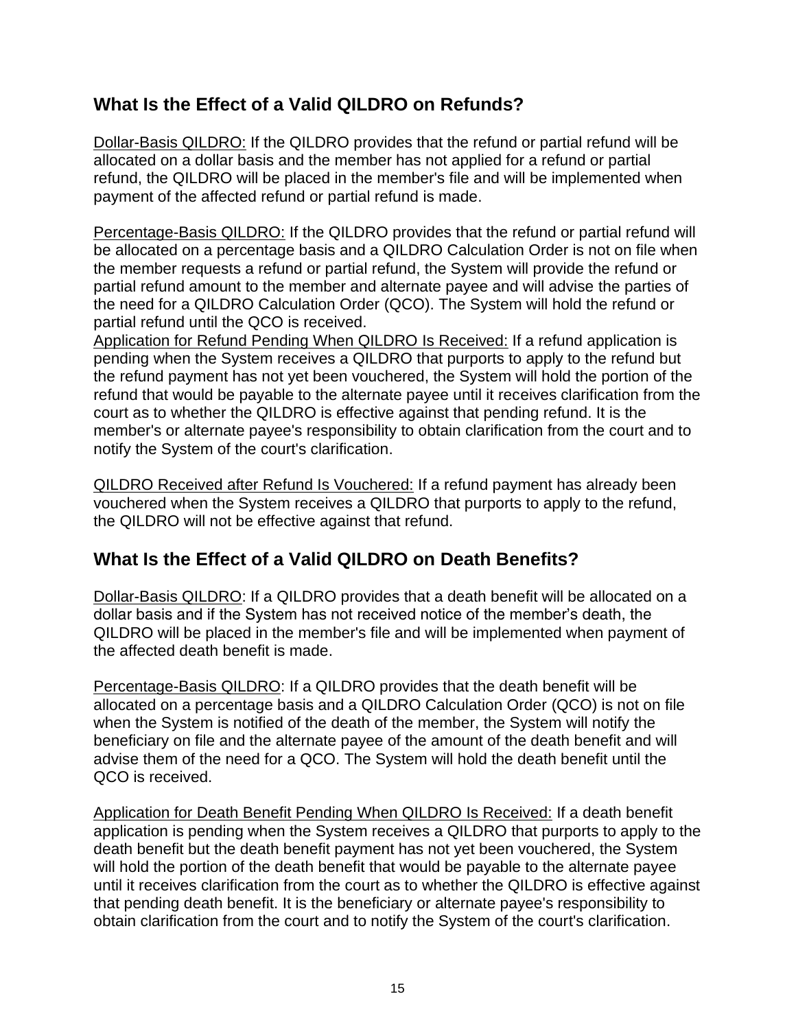## What Is the Effect of a Valid QILDRO on Refunds?

Dollar-Basis QILDRO: If the QILDRO provides that the refund or partial refund will be allocated on a dollar basis and the member has not applied for a refund or partial refund, the QILDRO will be placed in the member's file and will be implemented when payment of the affected refund or partial refund is made.

Percentage-Basis QILDRO: If the QILDRO provides that the refund or partial refund will be allocated on a percentage basis and a QILDRO Calculation Order is not on file when the member requests a refund or partial refund, the System will provide the refund or partial refund amount to the member and alternate payee and will advise the parties of the need for a QILDRO Calculation Order (QCO). The System will hold the refund or partial refund until the QCO is received.

Application for Refund Pending When QILDRO Is Received: If a refund application is pending when the System receives a QILDRO that purports to apply to the refund but the refund payment has not yet been vouchered, the System will hold the portion of the refund that would be payable to the alternate payee until it receives clarification from the court as to whether the QILDRO is effective against that pending refund. It is the member's or alternate payee's responsibility to obtain clarification from the court and to notify the System of the court's clarification.

QILDRO Received after Refund Is Vouchered: If a refund payment has already been vouchered when the System receives a QILDRO that purports to apply to the refund, the QILDRO will not be effective against that refund.

## What Is the Effect of a Valid QILDRO on Death Benefits?

Dollar-Basis QILDRO: If a QILDRO provides that a death benefit will be allocated on a dollar basis and if the System has not received notice of the member's death, the QILDRO will be placed in the member's file and will be implemented when payment of the affected death benefit is made.

Percentage-Basis QILDRO: If a QILDRO provides that the death benefit will be allocated on a percentage basis and a QILDRO Calculation Order (QCO) is not on file when the System is notified of the death of the member, the System will notify the beneficiary on file and the alternate payee of the amount of the death benefit and will advise them of the need for a QCO. The System will hold the death benefit until the QCO is received.

Application for Death Benefit Pending When QILDRO Is Received: If a death benefit application is pending when the System receives a QILDRO that purports to apply to the death benefit but the death benefit payment has not yet been vouchered, the System will hold the portion of the death benefit that would be payable to the alternate payee until it receives clarification from the court as to whether the QILDRO is effective against that pending death benefit. It is the beneficiary or alternate payee's responsibility to obtain clarification from the court and to notify the System of the court's clarification.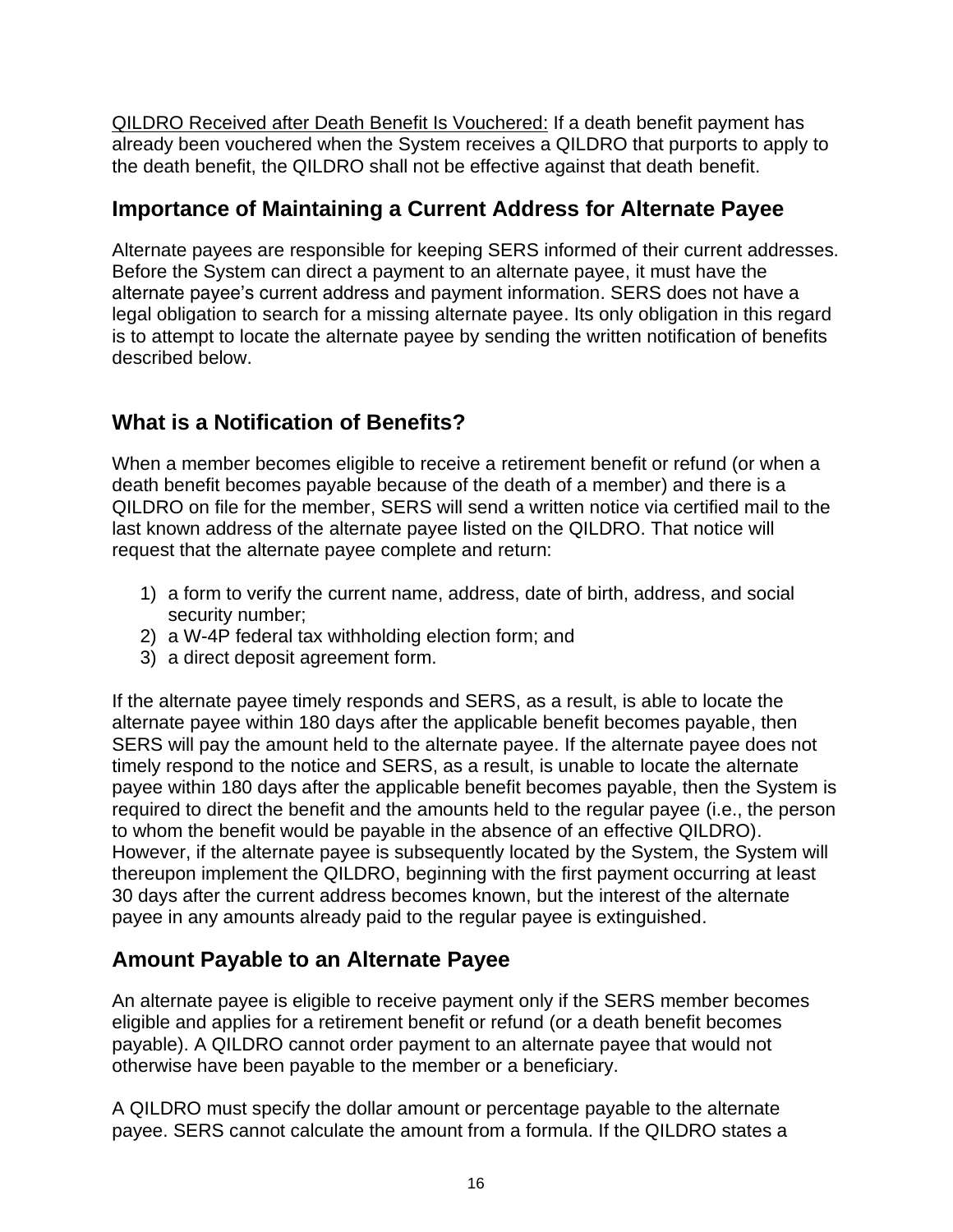QILDRO Received after Death Benefit Is Vouchered: If a death benefit payment has already been vouchered when the System receives a QILDRO that purports to apply to the death benefit, the QILDRO shall not be effective against that death benefit.

## Importance of Maintaining a Current Address for Alternate Payee

Alternate payees are responsible for keeping SERS informed of their current addresses. Before the System can direct a payment to an alternate payee, it must have the alternate payee's current address and payment information. SERS does not have a legal obligation to search for a missing alternate payee. Its only obligation in this regard is to attempt to locate the alternate payee by sending the written notification of benefits described below.

## What is a Notification of Benefits?

When a member becomes eligible to receive a retirement benefit or refund (or when a death benefit becomes payable because of the death of a member) and there is a QILDRO on file for the member, SERS will send a written notice via certified mail to the last known address of the alternate payee listed on the QILDRO. That notice will request that the alternate payee complete and return:

1) a form to verify the current name, address, date of birth, address, and social security number;
2) a W-4P federal tax withholding election form; and
3) a direct deposit agreement form.

If the alternate payee timely responds and SERS, as a result, is able to locate the alternate payee within 180 days after the applicable benefit becomes payable, then SERS will pay the amount held to the alternate payee. If the alternate payee does not timely respond to the notice and SERS, as a result, is unable to locate the alternate payee within 180 days after the applicable benefit becomes payable, then the System is required to direct the benefit and the amounts held to the regular payee (i.e., the person to whom the benefit would be payable in the absence of an effective QILDRO). However, if the alternate payee is subsequently located by the System, the System will thereupon implement the QILDRO, beginning with the first payment occurring at least 30 days after the current address becomes known, but the interest of the alternate payee in any amounts already paid to the regular payee is extinguished.

## Amount Payable to an Alternate Payee

An alternate payee is eligible to receive payment only if the SERS member becomes eligible and applies for a retirement benefit or refund (or a death benefit becomes payable). A QILDRO cannot order payment to an alternate payee that would not otherwise have been payable to the member or a beneficiary.

A QILDRO must specify the dollar amount or percentage payable to the alternate payee. SERS cannot calculate the amount from a formula. If the QILDRO states a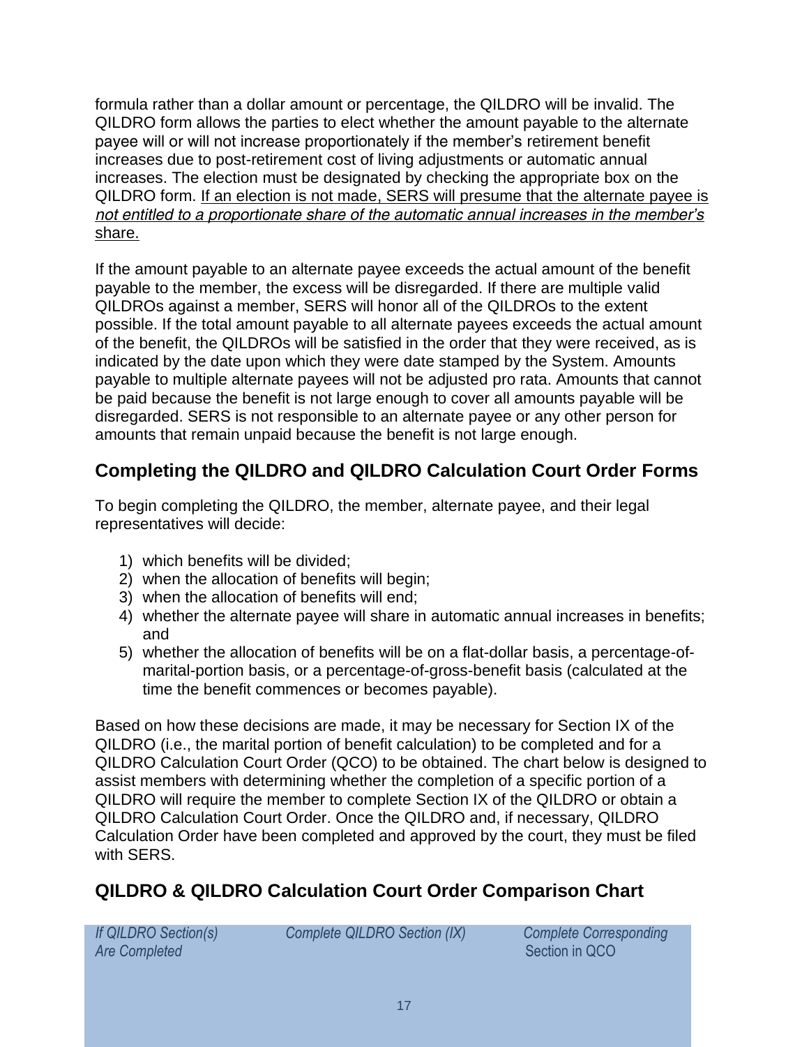formula rather than a dollar amount or percentage, the QILDRO will be invalid. The QILDRO form allows the parties to elect whether the amount payable to the alternate payee will or will not increase proportionately if the member's retirement benefit increases due to post-retirement cost of living adjustments or automatic annual increases. The election must be designated by checking the appropriate box on the QILDRO form. <u>If an election is not made, SERS will presume that the alternate payee is *not entitled to a proportionate share of the automatic annual increases in the member's* share.</u>

If the amount payable to an alternate payee exceeds the actual amount of the benefit payable to the member, the excess will be disregarded. If there are multiple valid QILDROs against a member, SERS will honor all of the QILDROs to the extent possible. If the total amount payable to all alternate payees exceeds the actual amount of the benefit, the QILDROs will be satisfied in the order that they were received, as is indicated by the date upon which they were date stamped by the System. Amounts payable to multiple alternate payees will not be adjusted pro rata. Amounts that cannot be paid because the benefit is not large enough to cover all amounts payable will be disregarded. SERS is not responsible to an alternate payee or any other person for amounts that remain unpaid because the benefit is not large enough.

## Completing the QILDRO and QILDRO Calculation Court Order Forms

To begin completing the QILDRO, the member, alternate payee, and their legal representatives will decide:

1) which benefits will be divided;
2) when the allocation of benefits will begin;
3) when the allocation of benefits will end;
4) whether the alternate payee will share in automatic annual increases in benefits; and
5) whether the allocation of benefits will be on a flat-dollar basis, a percentage-of-marital-portion basis, or a percentage-of-gross-benefit basis (calculated at the time the benefit commences or becomes payable).

Based on how these decisions are made, it may be necessary for Section IX of the QILDRO (i.e., the marital portion of benefit calculation) to be completed and for a QILDRO Calculation Court Order (QCO) to be obtained. The chart below is designed to assist members with determining whether the completion of a specific portion of a QILDRO will require the member to complete Section IX of the QILDRO or obtain a QILDRO Calculation Court Order. Once the QILDRO and, if necessary, QILDRO Calculation Order have been completed and approved by the court, they must be filed with SERS.

## QILDRO & QILDRO Calculation Court Order Comparison Chart

| *If QILDRO Section(s) Are Completed* | *Complete QILDRO Section (IX)* | *Complete Corresponding Section in QCO* |
|---|---|---|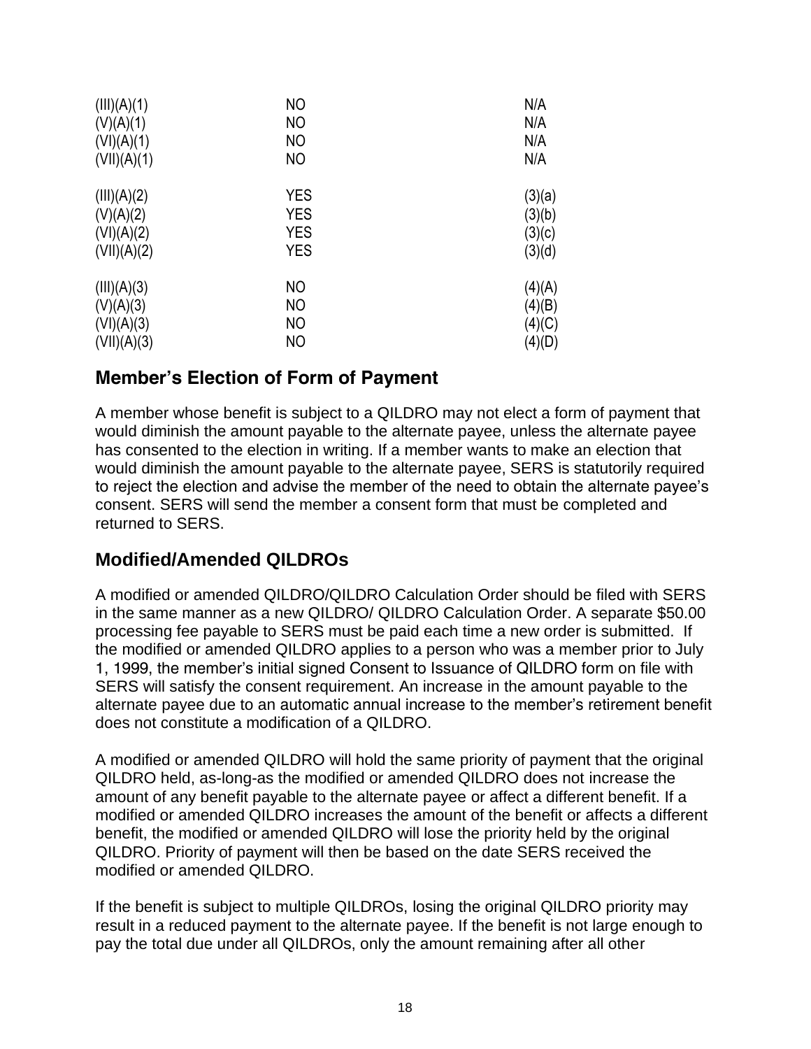| | | |
|---|---|---|
| (III)(A)(1) | NO | N/A |
| (V)(A)(1) | NO | N/A |
| (VI)(A)(1) | NO | N/A |
| (VII)(A)(1) | NO | N/A |
| (III)(A)(2) | YES | (3)(a) |
| (V)(A)(2) | YES | (3)(b) |
| (VI)(A)(2) | YES | (3)(c) |
| (VII)(A)(2) | YES | (3)(d) |
| (III)(A)(3) | NO | (4)(A) |
| (V)(A)(3) | NO | (4)(B) |
| (VI)(A)(3) | NO | (4)(C) |
| (VII)(A)(3) | NO | (4)(D) |

## Member's Election of Form of Payment

A member whose benefit is subject to a QILDRO may not elect a form of payment that would diminish the amount payable to the alternate payee, unless the alternate payee has consented to the election in writing. If a member wants to make an election that would diminish the amount payable to the alternate payee, SERS is statutorily required to reject the election and advise the member of the need to obtain the alternate payee's consent. SERS will send the member a consent form that must be completed and returned to SERS.

## Modified/Amended QILDROs

A modified or amended QILDRO/QILDRO Calculation Order should be filed with SERS in the same manner as a new QILDRO/ QILDRO Calculation Order. A separate $50.00 processing fee payable to SERS must be paid each time a new order is submitted. If the modified or amended QILDRO applies to a person who was a member prior to July 1, 1999, the member's initial signed Consent to Issuance of QILDRO form on file with SERS will satisfy the consent requirement. An increase in the amount payable to the alternate payee due to an automatic annual increase to the member's retirement benefit does not constitute a modification of a QILDRO.

A modified or amended QILDRO will hold the same priority of payment that the original QILDRO held, as-long-as the modified or amended QILDRO does not increase the amount of any benefit payable to the alternate payee or affect a different benefit. If a modified or amended QILDRO increases the amount of the benefit or affects a different benefit, the modified or amended QILDRO will lose the priority held by the original QILDRO. Priority of payment will then be based on the date SERS received the modified or amended QILDRO.

If the benefit is subject to multiple QILDROs, losing the original QILDRO priority may result in a reduced payment to the alternate payee. If the benefit is not large enough to pay the total due under all QILDROs, only the amount remaining after all other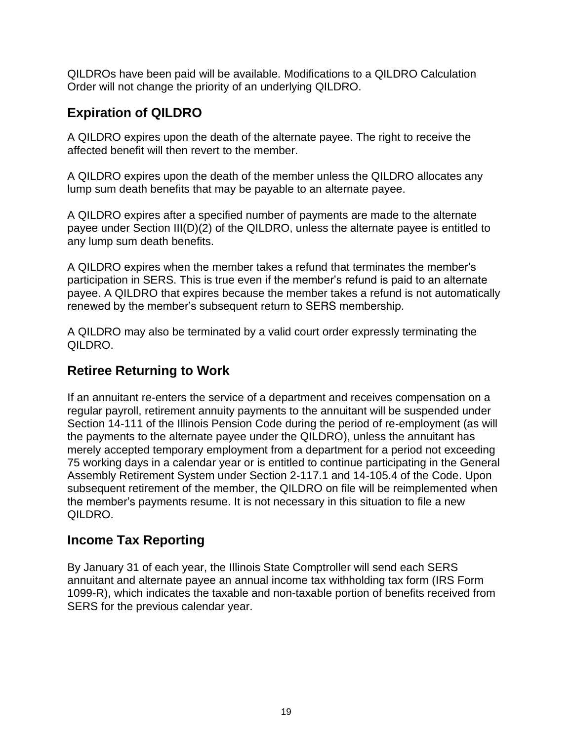QILDROs have been paid will be available. Modifications to a QILDRO Calculation Order will not change the priority of an underlying QILDRO.

## Expiration of QILDRO

A QILDRO expires upon the death of the alternate payee. The right to receive the affected benefit will then revert to the member.

A QILDRO expires upon the death of the member unless the QILDRO allocates any lump sum death benefits that may be payable to an alternate payee.

A QILDRO expires after a specified number of payments are made to the alternate payee under Section III(D)(2) of the QILDRO, unless the alternate payee is entitled to any lump sum death benefits.

A QILDRO expires when the member takes a refund that terminates the member's participation in SERS. This is true even if the member's refund is paid to an alternate payee. A QILDRO that expires because the member takes a refund is not automatically renewed by the member's subsequent return to SERS membership.

A QILDRO may also be terminated by a valid court order expressly terminating the QILDRO.

## Retiree Returning to Work

If an annuitant re-enters the service of a department and receives compensation on a regular payroll, retirement annuity payments to the annuitant will be suspended under Section 14-111 of the Illinois Pension Code during the period of re-employment (as will the payments to the alternate payee under the QILDRO), unless the annuitant has merely accepted temporary employment from a department for a period not exceeding 75 working days in a calendar year or is entitled to continue participating in the General Assembly Retirement System under Section 2-117.1 and 14-105.4 of the Code. Upon subsequent retirement of the member, the QILDRO on file will be reimplemented when the member's payments resume. It is not necessary in this situation to file a new QILDRO.

## Income Tax Reporting

By January 31 of each year, the Illinois State Comptroller will send each SERS annuitant and alternate payee an annual income tax withholding tax form (IRS Form 1099-R), which indicates the taxable and non-taxable portion of benefits received from SERS for the previous calendar year.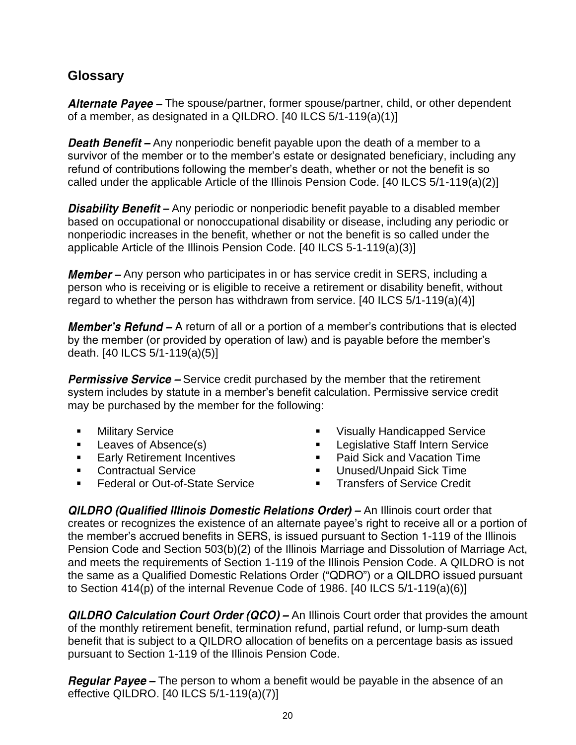## Glossary

***Alternate Payee –*** The spouse/partner, former spouse/partner, child, or other dependent of a member, as designated in a QILDRO. [40 ILCS 5/1-119(a)(1)]

***Death Benefit –*** Any nonperiodic benefit payable upon the death of a member to a survivor of the member or to the member's estate or designated beneficiary, including any refund of contributions following the member's death, whether or not the benefit is so called under the applicable Article of the Illinois Pension Code. [40 ILCS 5/1-119(a)(2)]

***Disability Benefit –*** Any periodic or nonperiodic benefit payable to a disabled member based on occupational or nonoccupational disability or disease, including any periodic or nonperiodic increases in the benefit, whether or not the benefit is so called under the applicable Article of the Illinois Pension Code. [40 ILCS 5-1-119(a)(3)]

***Member –*** Any person who participates in or has service credit in SERS, including a person who is receiving or is eligible to receive a retirement or disability benefit, without regard to whether the person has withdrawn from service. [40 ILCS 5/1-119(a)(4)]

***Member's Refund –*** A return of all or a portion of a member's contributions that is elected by the member (or provided by operation of law) and is payable before the member's death. [40 ILCS 5/1-119(a)(5)]

***Permissive Service –*** Service credit purchased by the member that the retirement system includes by statute in a member's benefit calculation. Permissive service credit may be purchased by the member for the following:

- Military Service
- Leaves of Absence(s)
- Early Retirement Incentives
- Contractual Service
- Federal or Out-of-State Service
- Visually Handicapped Service
- Legislative Staff Intern Service
- Paid Sick and Vacation Time
- Unused/Unpaid Sick Time
- Transfers of Service Credit

***QILDRO (Qualified Illinois Domestic Relations Order) –*** An Illinois court order that creates or recognizes the existence of an alternate payee's right to receive all or a portion of the member's accrued benefits in SERS, is issued pursuant to Section 1-119 of the Illinois Pension Code and Section 503(b)(2) of the Illinois Marriage and Dissolution of Marriage Act, and meets the requirements of Section 1-119 of the Illinois Pension Code. A QILDRO is not the same as a Qualified Domestic Relations Order ("QDRO") or a QILDRO issued pursuant to Section 414(p) of the internal Revenue Code of 1986. [40 ILCS 5/1-119(a)(6)]

***QILDRO Calculation Court Order (QCO) –*** An Illinois Court order that provides the amount of the monthly retirement benefit, termination refund, partial refund, or lump-sum death benefit that is subject to a QILDRO allocation of benefits on a percentage basis as issued pursuant to Section 1-119 of the Illinois Pension Code.

***Regular Payee –*** The person to whom a benefit would be payable in the absence of an effective QILDRO. [40 ILCS 5/1-119(a)(7)]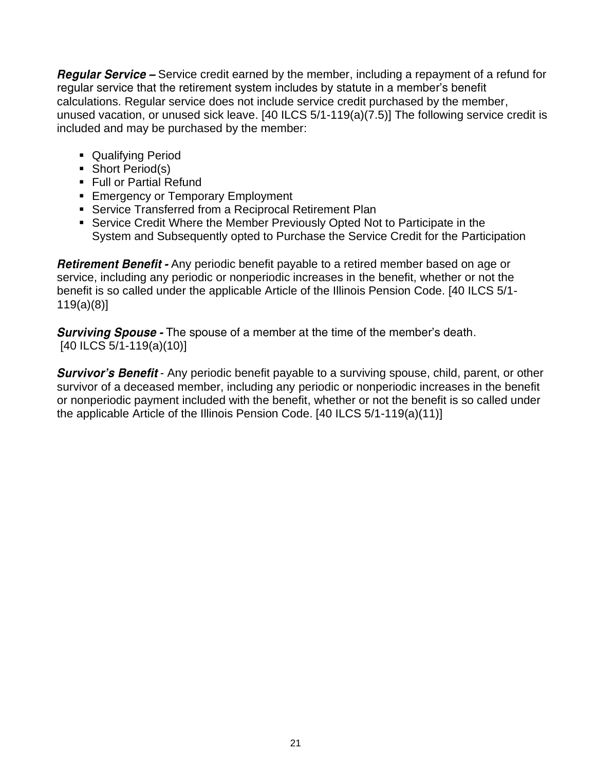***Regular Service –*** Service credit earned by the member, including a repayment of a refund for regular service that the retirement system includes by statute in a member's benefit calculations. Regular service does not include service credit purchased by the member, unused vacation, or unused sick leave. [40 ILCS 5/1-119(a)(7.5)] The following service credit is included and may be purchased by the member:

- Qualifying Period
- Short Period(s)
- Full or Partial Refund
- Emergency or Temporary Employment
- Service Transferred from a Reciprocal Retirement Plan
- Service Credit Where the Member Previously Opted Not to Participate in the System and Subsequently opted to Purchase the Service Credit for the Participation

***Retirement Benefit -*** Any periodic benefit payable to a retired member based on age or service, including any periodic or nonperiodic increases in the benefit, whether or not the benefit is so called under the applicable Article of the Illinois Pension Code. [40 ILCS 5/1-119(a)(8)]

***Surviving Spouse -*** The spouse of a member at the time of the member's death. [40 ILCS 5/1-119(a)(10)]

***Survivor's Benefit*** - Any periodic benefit payable to a surviving spouse, child, parent, or other survivor of a deceased member, including any periodic or nonperiodic increases in the benefit or nonperiodic payment included with the benefit, whether or not the benefit is so called under the applicable Article of the Illinois Pension Code. [40 ILCS 5/1-119(a)(11)]